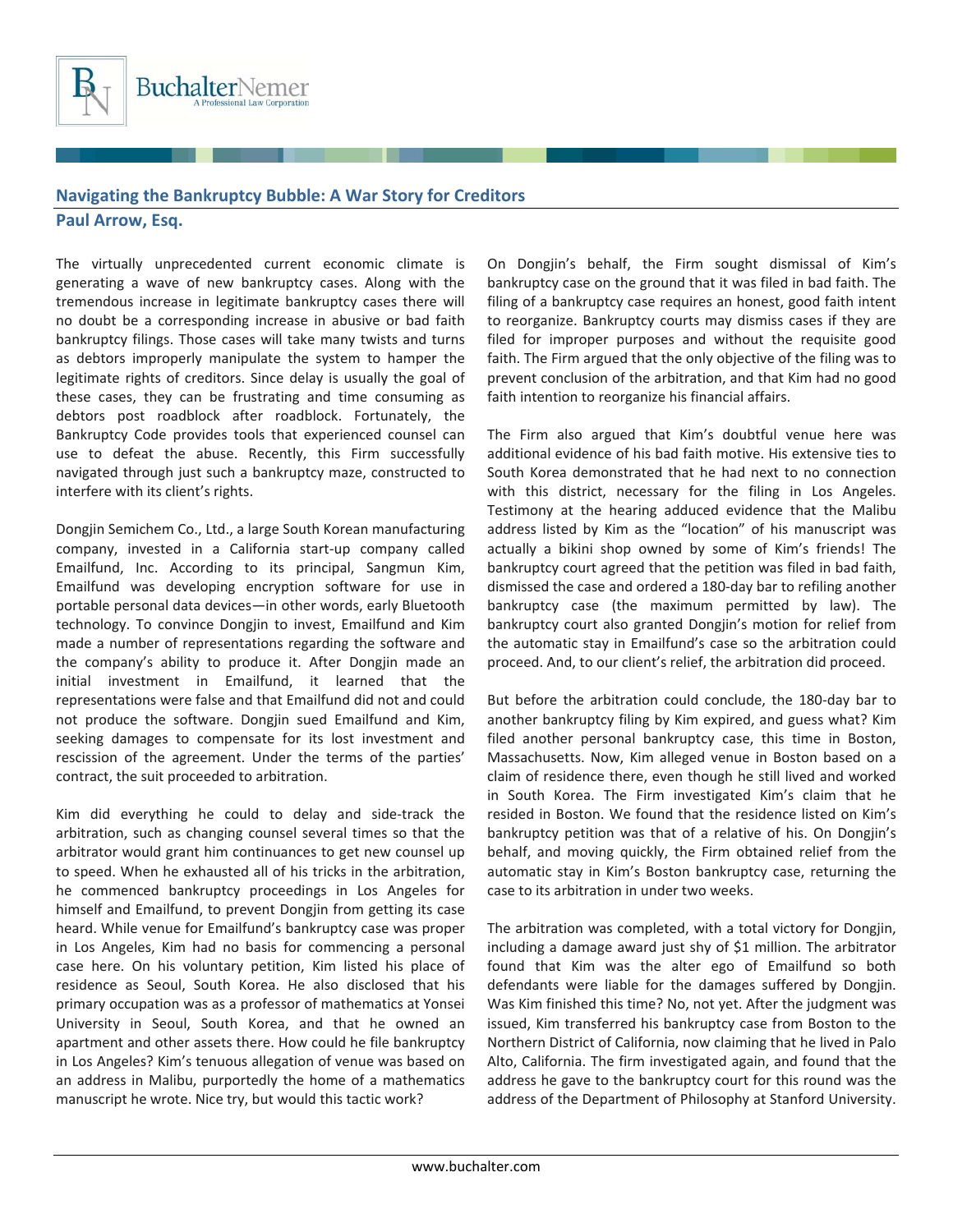# Navigating the Bankruptcy Bubble: A War Story for Creditors

## Paul Arrow, Esq.

The virtually unprecedented current economic climate is generating a wave of new bankruptcy cases. Along with the tremendous increase in legitimate bankruptcy cases there will no doubt be a corresponding increase in abusive or bad faith bankruptcy filings. Those cases will take many twists and turns as debtors improperly manipulate the system to hamper the legitimate rights of creditors. Since delay is usually the goal of these cases, they can be frustrating and time consuming as debtors post roadblock after roadblock. Fortunately, the Bankruptcy Code provides tools that experienced counsel can use to defeat the abuse. Recently, this Firm successfully navigated through just such a bankruptcy maze, constructed to interfere with its client's rights.

Dongjin Semichem Co., Ltd., a large South Korean manufacturing company, invested in a California start-up company called Emailfund, Inc. According to its principal, Sangmun Kim, Emailfund was developing encryption software for use in portable personal data devices—in other words, early Bluetooth technology. To convince Dongjin to invest, Emailfund and Kim made a number of representations regarding the software and the company's ability to produce it. After Dongjin made an initial investment in Emailfund, it learned that the representations were false and that Emailfund did not and could not produce the software. Dongjin sued Emailfund and Kim, seeking damages to compensate for its lost investment and rescission of the agreement. Under the terms of the parties' contract, the suit proceeded to arbitration.

Kim did everything he could to delay and side-track the arbitration, such as changing counsel several times so that the arbitrator would grant him continuances to get new counsel up to speed. When he exhausted all of his tricks in the arbitration, he commenced bankruptcy proceedings in Los Angeles for himself and Emailfund, to prevent Dongjin from getting its case heard. While venue for Emailfund's bankruptcy case was proper in Los Angeles, Kim had no basis for commencing a personal case here. On his voluntary petition, Kim listed his place of residence as Seoul, South Korea. He also disclosed that his primary occupation was as a professor of mathematics at Yonsei University in Seoul, South Korea, and that he owned an apartment and other assets there. How could he file bankruptcy in Los Angeles? Kim's tenuous allegation of venue was based on an address in Malibu, purportedly the home of a mathematics manuscript he wrote. Nice try, but would this tactic work?

On Dongjin's behalf, the Firm sought dismissal of Kim's bankruptcy case on the ground that it was filed in bad faith. The filing of a bankruptcy case requires an honest, good faith intent to reorganize. Bankruptcy courts may dismiss cases if they are filed for improper purposes and without the requisite good faith. The Firm argued that the only objective of the filing was to prevent conclusion of the arbitration, and that Kim had no good faith intention to reorganize his financial affairs.

The Firm also argued that Kim's doubtful venue here was additional evidence of his bad faith motive. His extensive ties to South Korea demonstrated that he had next to no connection with this district, necessary for the filing in Los Angeles. Testimony at the hearing adduced evidence that the Malibu address listed by Kim as the "location" of his manuscript was actually a bikini shop owned by some of Kim's friends! The bankruptcy court agreed that the petition was filed in bad faith, dismissed the case and ordered a 180-day bar to refiling another bankruptcy case (the maximum permitted by law). The bankruptcy court also granted Dongjin's motion for relief from the automatic stay in Emailfund's case so the arbitration could proceed. And, to our client's relief, the arbitration did proceed.

But before the arbitration could conclude, the 180-day bar to another bankruptcy filing by Kim expired, and guess what? Kim filed another personal bankruptcy case, this time in Boston, Massachusetts. Now, Kim alleged venue in Boston based on a claim of residence there, even though he still lived and worked in South Korea. The Firm investigated Kim's claim that he resided in Boston. We found that the residence listed on Kim's bankruptcy petition was that of a relative of his. On Dongjin's behalf, and moving quickly, the Firm obtained relief from the automatic stay in Kim's Boston bankruptcy case, returning the case to its arbitration in under two weeks.

The arbitration was completed, with a total victory for Dongjin, including a damage award just shy of $1 million. The arbitrator found that Kim was the alter ego of Emailfund so both defendants were liable for the damages suffered by Dongjin. Was Kim finished this time? No, not yet. After the judgment was issued, Kim transferred his bankruptcy case from Boston to the Northern District of California, now claiming that he lived in Palo Alto, California. The firm investigated again, and found that the address he gave to the bankruptcy court for this round was the address of the Department of Philosophy at Stanford University.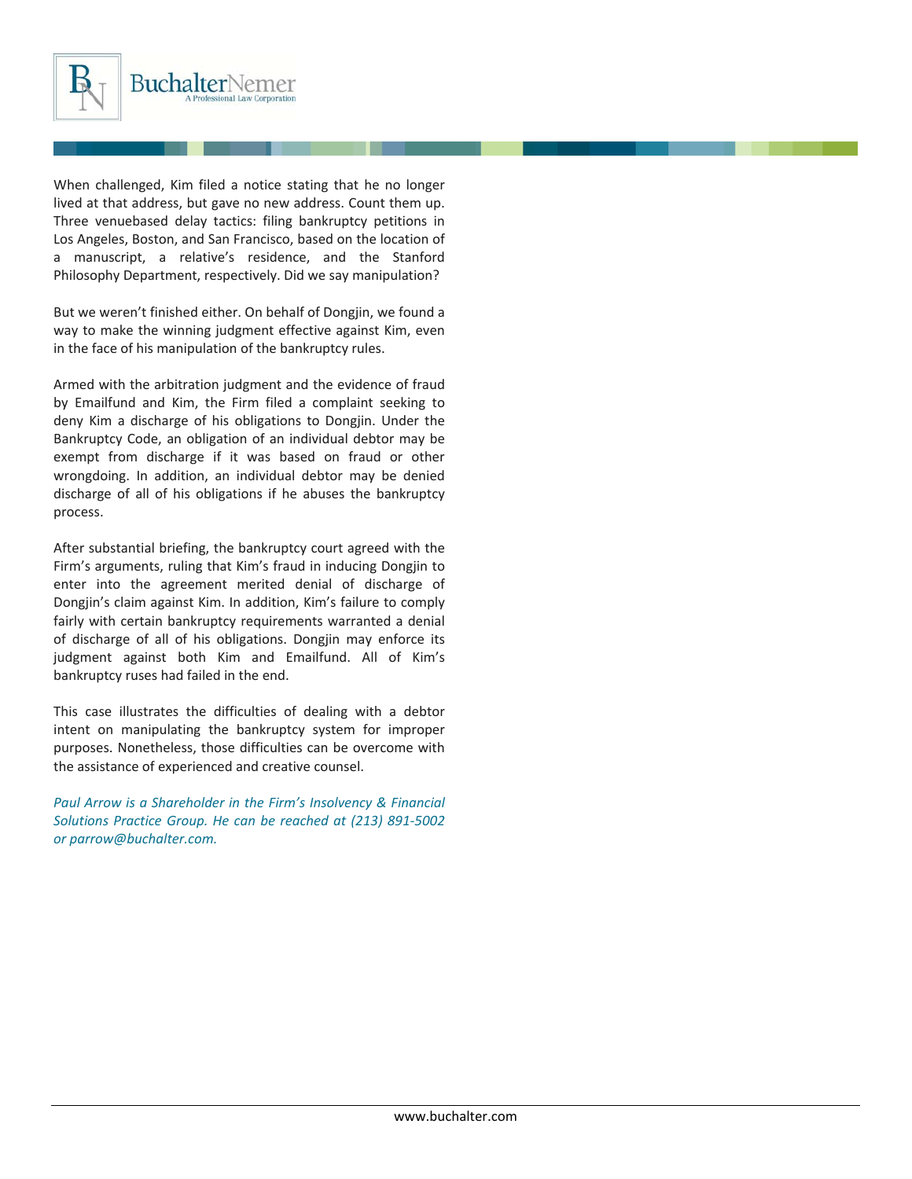When challenged, Kim filed a notice stating that he no longer lived at that address, but gave no new address. Count them up. Three venuebased delay tactics: filing bankruptcy petitions in Los Angeles, Boston, and San Francisco, based on the location of a manuscript, a relative's residence, and the Stanford Philosophy Department, respectively. Did we say manipulation?

But we weren't finished either. On behalf of Dongjin, we found a way to make the winning judgment effective against Kim, even in the face of his manipulation of the bankruptcy rules.

Armed with the arbitration judgment and the evidence of fraud by Emailfund and Kim, the Firm filed a complaint seeking to deny Kim a discharge of his obligations to Dongjin. Under the Bankruptcy Code, an obligation of an individual debtor may be exempt from discharge if it was based on fraud or other wrongdoing. In addition, an individual debtor may be denied discharge of all of his obligations if he abuses the bankruptcy process.

After substantial briefing, the bankruptcy court agreed with the Firm's arguments, ruling that Kim's fraud in inducing Dongjin to enter into the agreement merited denial of discharge of Dongjin's claim against Kim. In addition, Kim's failure to comply fairly with certain bankruptcy requirements warranted a denial of discharge of all of his obligations. Dongjin may enforce its judgment against both Kim and Emailfund. All of Kim's bankruptcy ruses had failed in the end.

This case illustrates the difficulties of dealing with a debtor intent on manipulating the bankruptcy system for improper purposes. Nonetheless, those difficulties can be overcome with the assistance of experienced and creative counsel.

*Paul Arrow is a Shareholder in the Firm's Insolvency & Financial Solutions Practice Group. He can be reached at (213) 891-5002 or parrow@buchalter.com.*